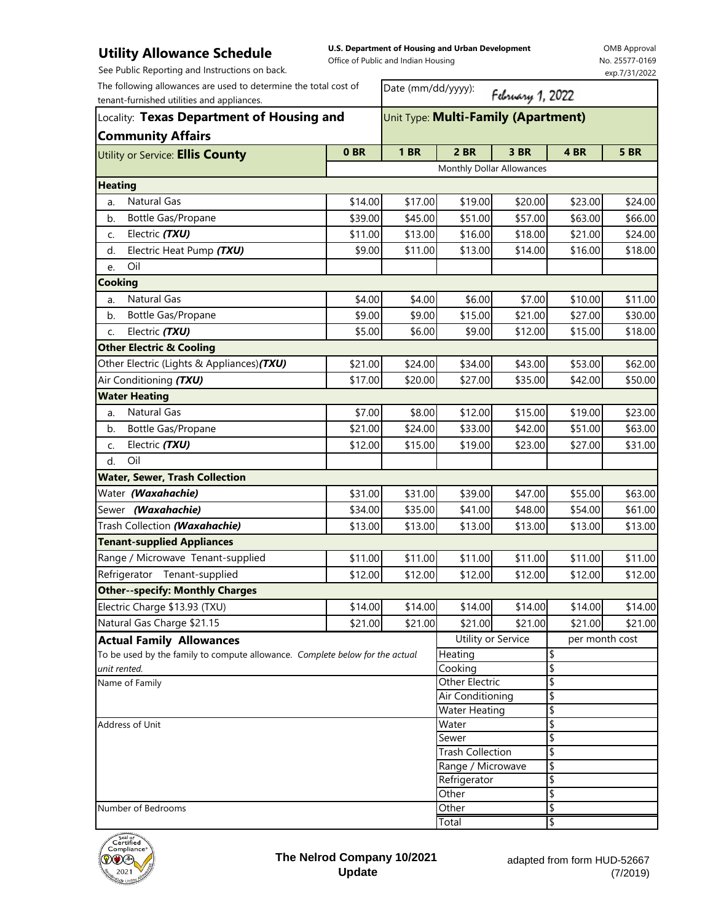# Utility Allowance Schedule

See Public Reporting and Instructions on back.

**U.S. Department of Housing and Urban Development**
Office of Public and Indian Housing

OMB Approval No. 25577-0169 exp.7/31/2022

The following allowances are used to determine the total cost of tenant-furnished utilities and appliances.

Date (mm/dd/yyyy): February 1, 2022

Locality: **Texas Department of Housing and Community Affairs**

Unit Type: **Multi-Family (Apartment)**

| Utility or Service: **Ellis County** | 0 BR | 1 BR | 2 BR | 3 BR | 4 BR | 5 BR |
|---|---|---|---|---|---|---|
| | Monthly Dollar Allowances | | | | | |
| **Heating** | | | | | | |
| a. Natural Gas | $14.00 | $17.00 | $19.00 | $20.00 | $23.00 | $24.00 |
| b. Bottle Gas/Propane | $39.00 | $45.00 | $51.00 | $57.00 | $63.00 | $66.00 |
| c. Electric ***(TXU)*** | $11.00 | $13.00 | $16.00 | $18.00 | $21.00 | $24.00 |
| d. Electric Heat Pump ***(TXU)*** | $9.00 | $11.00 | $13.00 | $14.00 | $16.00 | $18.00 |
| e. Oil | | | | | | |
| **Cooking** | | | | | | |
| a. Natural Gas | $4.00 | $4.00 | $6.00 | $7.00 | $10.00 | $11.00 |
| b. Bottle Gas/Propane | $9.00 | $9.00 | $15.00 | $21.00 | $27.00 | $30.00 |
| c. Electric ***(TXU)*** | $5.00 | $6.00 | $9.00 | $12.00 | $15.00 | $18.00 |
| **Other Electric & Cooling** | | | | | | |
| Other Electric (Lights & Appliances) ***(TXU)*** | $21.00 | $24.00 | $34.00 | $43.00 | $53.00 | $62.00 |
| Air Conditioning ***(TXU)*** | $17.00 | $20.00 | $27.00 | $35.00 | $42.00 | $50.00 |
| **Water Heating** | | | | | | |
| a. Natural Gas | $7.00 | $8.00 | $12.00 | $15.00 | $19.00 | $23.00 |
| b. Bottle Gas/Propane | $21.00 | $24.00 | $33.00 | $42.00 | $51.00 | $63.00 |
| c. Electric ***(TXU)*** | $12.00 | $15.00 | $19.00 | $23.00 | $27.00 | $31.00 |
| d. Oil | | | | | | |
| **Water, Sewer, Trash Collection** | | | | | | |
| Water ***(Waxahachie)*** | $31.00 | $31.00 | $39.00 | $47.00 | $55.00 | $63.00 |
| Sewer ***(Waxahachie)*** | $34.00 | $35.00 | $41.00 | $48.00 | $54.00 | $61.00 |
| Trash Collection ***(Waxahachie)*** | $13.00 | $13.00 | $13.00 | $13.00 | $13.00 | $13.00 |
| **Tenant-supplied Appliances** | | | | | | |
| Range / Microwave Tenant-supplied | $11.00 | $11.00 | $11.00 | $11.00 | $11.00 | $11.00 |
| Refrigerator Tenant-supplied | $12.00 | $12.00 | $12.00 | $12.00 | $12.00 | $12.00 |
| **Other--specify: Monthly Charges** | | | | | | |
| Electric Charge $13.93 (TXU) | $14.00 | $14.00 | $14.00 | $14.00 | $14.00 | $14.00 |
| Natural Gas Charge $21.15 | $21.00 | $21.00 | $21.00 | $21.00 | $21.00 | $21.00 |

## Actual Family Allowances

To be used by the family to compute allowance. *Complete below for the actual unit rented.*

Name of Family

Address of Unit

Number of Bedrooms

| Utility or Service | per month cost |
|---|---|
| Heating | $ |
| Cooking | $ |
| Other Electric | $ |
| Air Conditioning | $ |
| Water Heating | $ |
| Water | $ |
| Sewer | $ |
| Trash Collection | $ |
| Range / Microwave | $ |
| Refrigerator | $ |
| Other | $ |
| Other | $ |
| Total | $ |

Seal of Certified Compliance 2021

**The Nelrod Company 10/2021 Update**

adapted from form HUD-52667 (7/2019)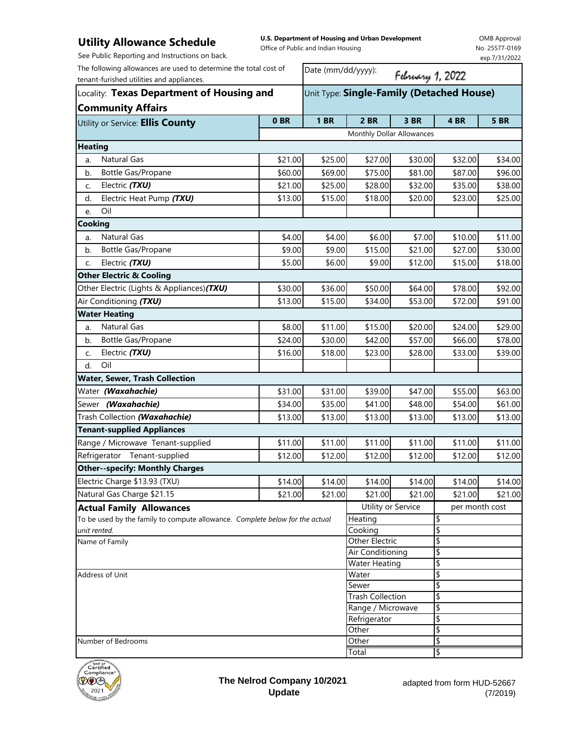## Utility Allowance Schedule

See Public Reporting and Instructions on back.

**U.S. Department of Housing and Urban Development**
Office of Public and Indian Housing

OMB Approval No. 25577-0169 exp.7/31/2022

The following allowances are used to determine the total cost of tenant-furished utilities and appliances.

Date (mm/dd/yyyy): February 1, 2022

Locality: **Texas Department of Housing and Community Affairs**

Unit Type: **Single-Family (Detached House)**

| Utility or Service: **Ellis County** | 0 BR | 1 BR | 2 BR | 3 BR | 4 BR | 5 BR |
|---|---|---|---|---|---|---|
| | Monthly Dollar Allowances | | | | | |
| **Heating** | | | | | | |
| a. Natural Gas | $21.00 | $25.00 | $27.00 | $30.00 | $32.00 | $34.00 |
| b. Bottle Gas/Propane | $60.00 | $69.00 | $75.00 | $81.00 | $87.00 | $96.00 |
| c. Electric ***(TXU)*** | $21.00 | $25.00 | $28.00 | $32.00 | $35.00 | $38.00 |
| d. Electric Heat Pump ***(TXU)*** | $13.00 | $15.00 | $18.00 | $20.00 | $23.00 | $25.00 |
| e. Oil | | | | | | |
| **Cooking** | | | | | | |
| a. Natural Gas | $4.00 | $4.00 | $6.00 | $7.00 | $10.00 | $11.00 |
| b. Bottle Gas/Propane | $9.00 | $9.00 | $15.00 | $21.00 | $27.00 | $30.00 |
| c. Electric ***(TXU)*** | $5.00 | $6.00 | $9.00 | $12.00 | $15.00 | $18.00 |
| **Other Electric & Cooling** | | | | | | |
| Other Electric (Lights & Appliances)***(TXU)*** | $30.00 | $36.00 | $50.00 | $64.00 | $78.00 | $92.00 |
| Air Conditioning ***(TXU)*** | $13.00 | $15.00 | $34.00 | $53.00 | $72.00 | $91.00 |
| **Water Heating** | | | | | | |
| a. Natural Gas | $8.00 | $11.00 | $15.00 | $20.00 | $24.00 | $29.00 |
| b. Bottle Gas/Propane | $24.00 | $30.00 | $42.00 | $57.00 | $66.00 | $78.00 |
| c. Electric ***(TXU)*** | $16.00 | $18.00 | $23.00 | $28.00 | $33.00 | $39.00 |
| d. Oil | | | | | | |
| **Water, Sewer, Trash Collection** | | | | | | |
| Water ***(Waxahachie)*** | $31.00 | $31.00 | $39.00 | $47.00 | $55.00 | $63.00 |
| Sewer ***(Waxahachie)*** | $34.00 | $35.00 | $41.00 | $48.00 | $54.00 | $61.00 |
| Trash Collection ***(Waxahachie)*** | $13.00 | $13.00 | $13.00 | $13.00 | $13.00 | $13.00 |
| **Tenant-supplied Appliances** | | | | | | |
| Range / Microwave Tenant-supplied | $11.00 | $11.00 | $11.00 | $11.00 | $11.00 | $11.00 |
| Refrigerator Tenant-supplied | $12.00 | $12.00 | $12.00 | $12.00 | $12.00 | $12.00 |
| **Other--specify: Monthly Charges** | | | | | | |
| Electric Charge $13.93 (TXU) | $14.00 | $14.00 | $14.00 | $14.00 | $14.00 | $14.00 |
| Natural Gas Charge $21.15 | $21.00 | $21.00 | $21.00 | $21.00 | $21.00 | $21.00 |

**Actual Family Allowances**

To be used by the family to compute allowance. *Complete below for the actual unit rented.*

Name of Family

Address of Unit

Number of Bedrooms

| Utility or Service | per month cost |
|---|---|
| Heating | $ |
| Cooking | $ |
| Other Electric | $ |
| Air Conditioning | $ |
| Water Heating | $ |
| Water | $ |
| Sewer | $ |
| Trash Collection | $ |
| Range / Microwave | $ |
| Refrigerator | $ |
| Other | $ |
| Other | $ |
| Total | $ |

Seal of Certified Compliance 2021

**The Nelrod Company 10/2021 Update**

adapted from form HUD-52667 (7/2019)